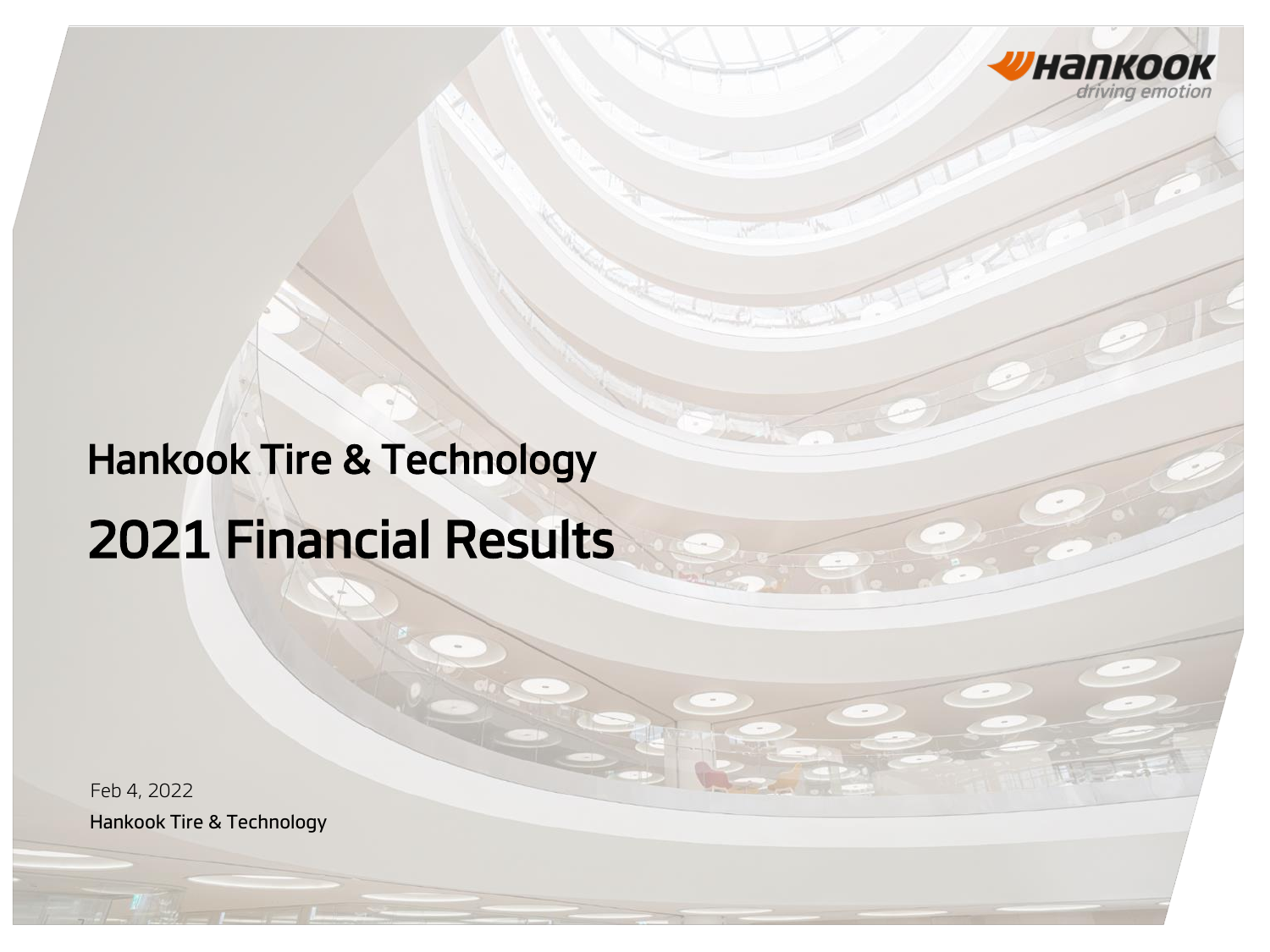Hankook driving emotion

# Hankook Tire & Technology

# 2021 Financial Results

Feb 4, 2022

Hankook Tire & Technology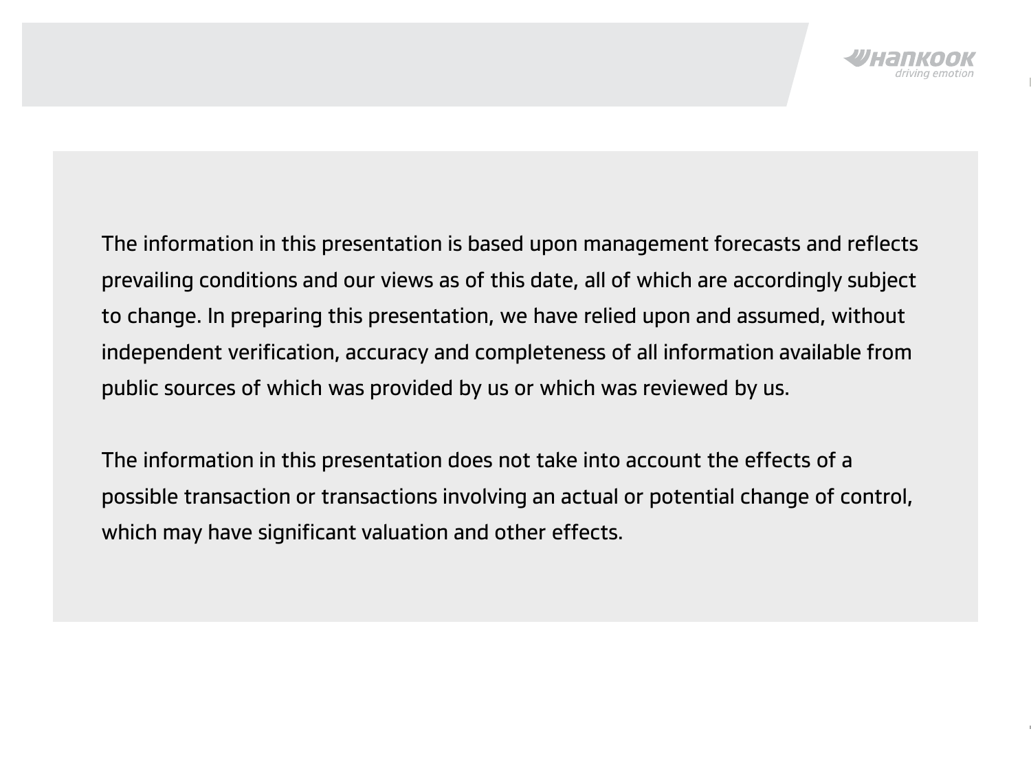The information in this presentation is based upon management forecasts and reflects prevailing conditions and our views as of this date, all of which are accordingly subject to change. In preparing this presentation, we have relied upon and assumed, without independent verification, accuracy and completeness of all information available from public sources of which was provided by us or which was reviewed by us.

The information in this presentation does not take into account the effects of a possible transaction or transactions involving an actual or potential change of control, which may have significant valuation and other effects.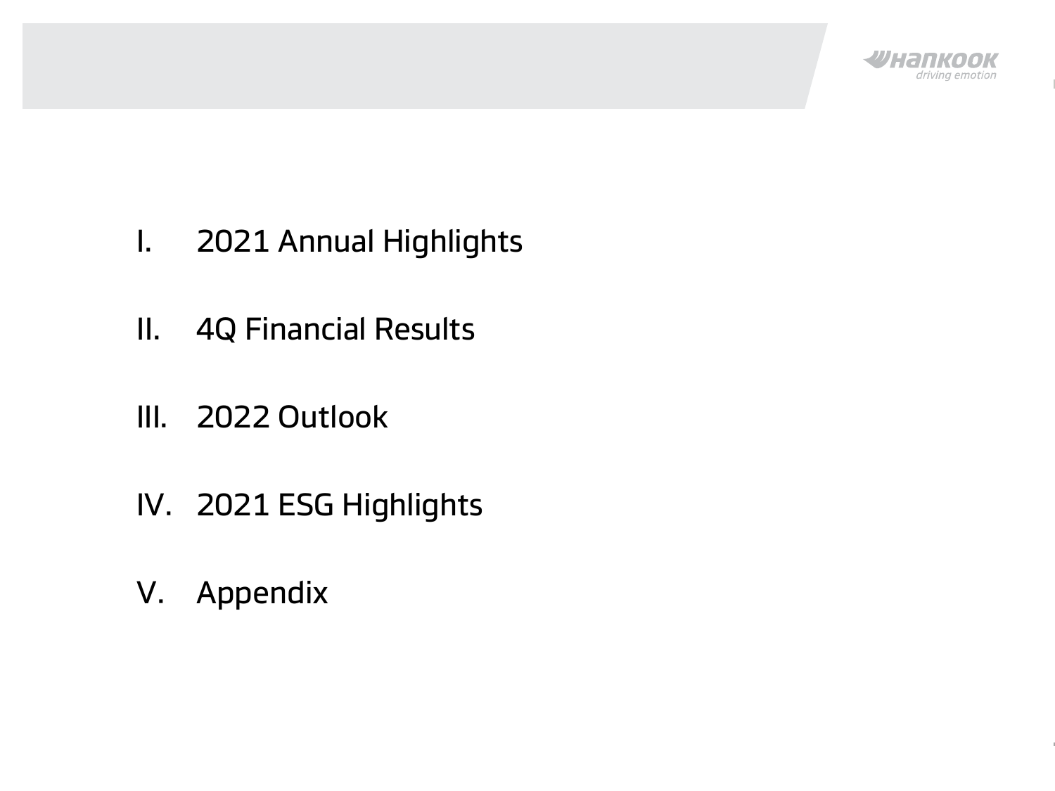I. 2021 Annual Highlights

II. 4Q Financial Results

III. 2022 Outlook

IV. 2021 ESG Highlights

V. Appendix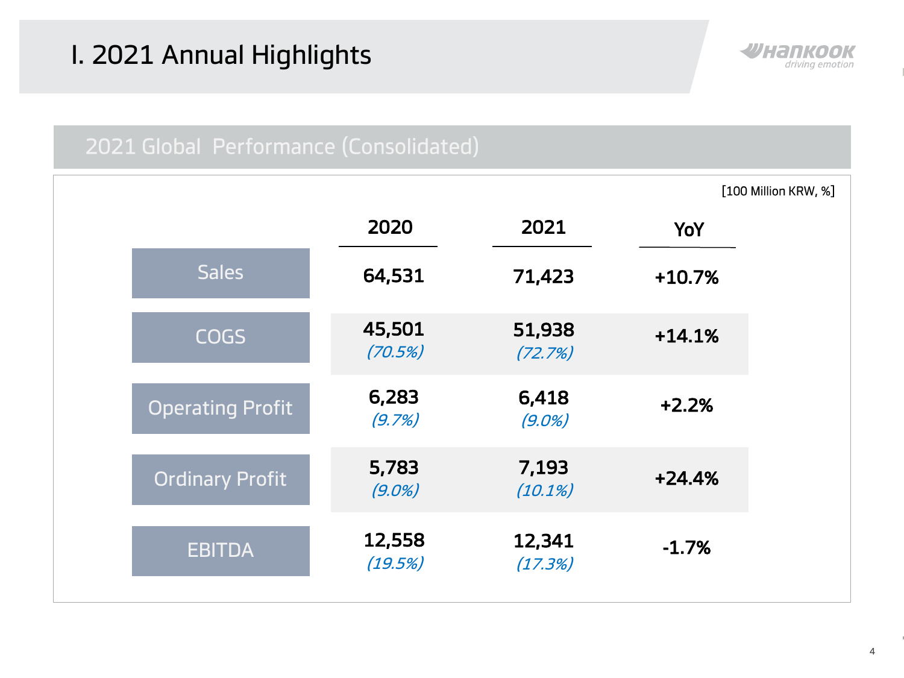# I. 2021 Annual Highlights

## 2021 Global Performance (Consolidated)

[100 Million KRW, %]

| | 2020 | 2021 | YoY |
|---|---|---|---|
| Sales | 64,531 | 71,423 | +10.7% |
| COGS | 45,501 *(70.5%)* | 51,938 *(72.7%)* | +14.1% |
| Operating Profit | 6,283 *(9.7%)* | 6,418 *(9.0%)* | +2.2% |
| Ordinary Profit | 5,783 *(9.0%)* | 7,193 *(10.1%)* | +24.4% |
| EBITDA | 12,558 *(19.5%)* | 12,341 *(17.3%)* | -1.7% |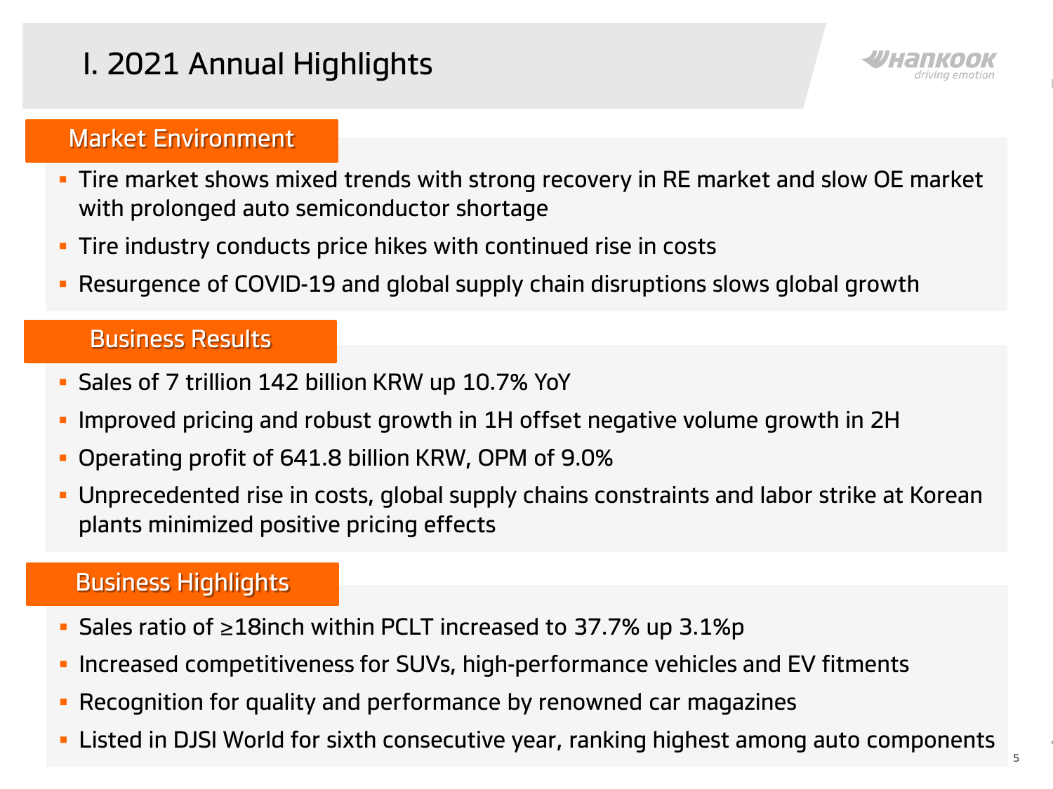# I. 2021 Annual Highlights

## Market Environment

- Tire market shows mixed trends with strong recovery in RE market and slow OE market with prolonged auto semiconductor shortage
- Tire industry conducts price hikes with continued rise in costs
- Resurgence of COVID-19 and global supply chain disruptions slows global growth

## Business Results

- Sales of 7 trillion 142 billion KRW up 10.7% YoY
- Improved pricing and robust growth in 1H offset negative volume growth in 2H
- Operating profit of 641.8 billion KRW, OPM of 9.0%
- Unprecedented rise in costs, global supply chains constraints and labor strike at Korean plants minimized positive pricing effects

## Business Highlights

- Sales ratio of ≥18inch within PCLT increased to 37.7% up 3.1%p
- Increased competitiveness for SUVs, high-performance vehicles and EV fitments
- Recognition for quality and performance by renowned car magazines
- Listed in DJSI World for sixth consecutive year, ranking highest among auto components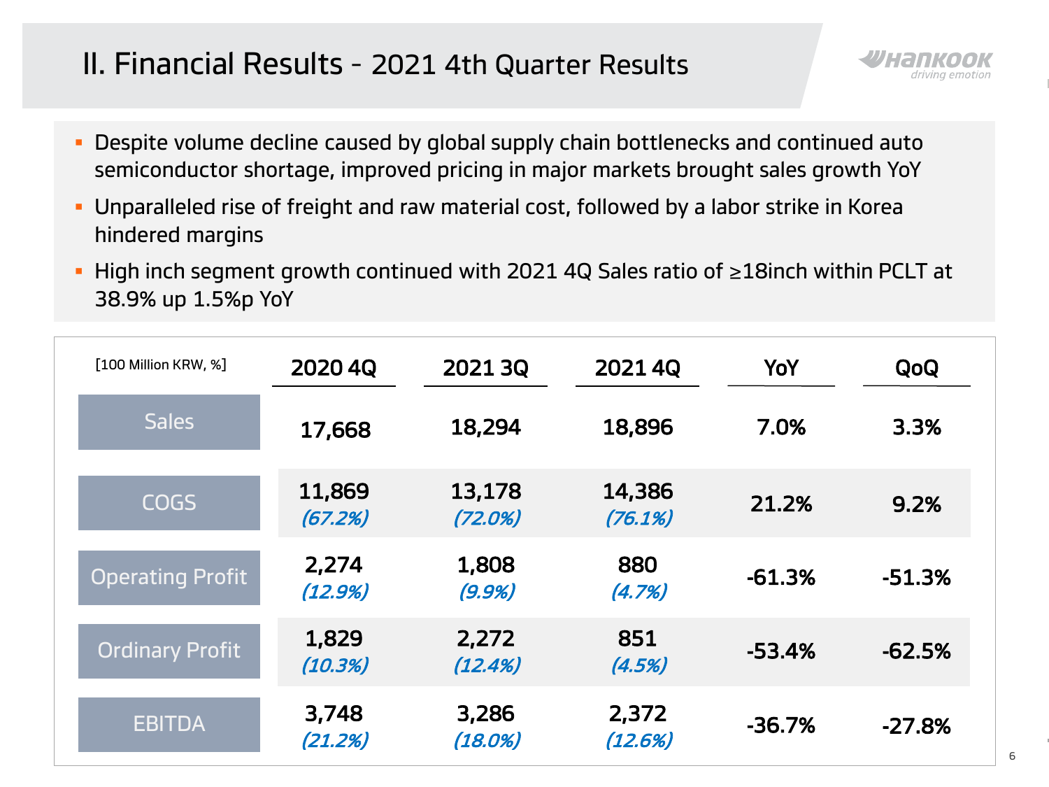# II. Financial Results - 2021 4th Quarter Results

- Despite volume decline caused by global supply chain bottlenecks and continued auto semiconductor shortage, improved pricing in major markets brought sales growth YoY
- Unparalleled rise of freight and raw material cost, followed by a labor strike in Korea hindered margins
- High inch segment growth continued with 2021 4Q Sales ratio of ≥18inch within PCLT at 38.9% up 1.5%p YoY

| [100 Million KRW, %] | 2020 4Q | 2021 3Q | 2021 4Q | YoY | QoQ |
|---|---|---|---|---|---|
| Sales | 17,668 | 18,294 | 18,896 | 7.0% | 3.3% |
| COGS | 11,869 *(67.2%)* | 13,178 *(72.0%)* | 14,386 *(76.1%)* | 21.2% | 9.2% |
| Operating Profit | 2,274 *(12.9%)* | 1,808 *(9.9%)* | 880 *(4.7%)* | -61.3% | -51.3% |
| Ordinary Profit | 1,829 *(10.3%)* | 2,272 *(12.4%)* | 851 *(4.5%)* | -53.4% | -62.5% |
| EBITDA | 3,748 *(21.2%)* | 3,286 *(18.0%)* | 2,372 *(12.6%)* | -36.7% | -27.8% |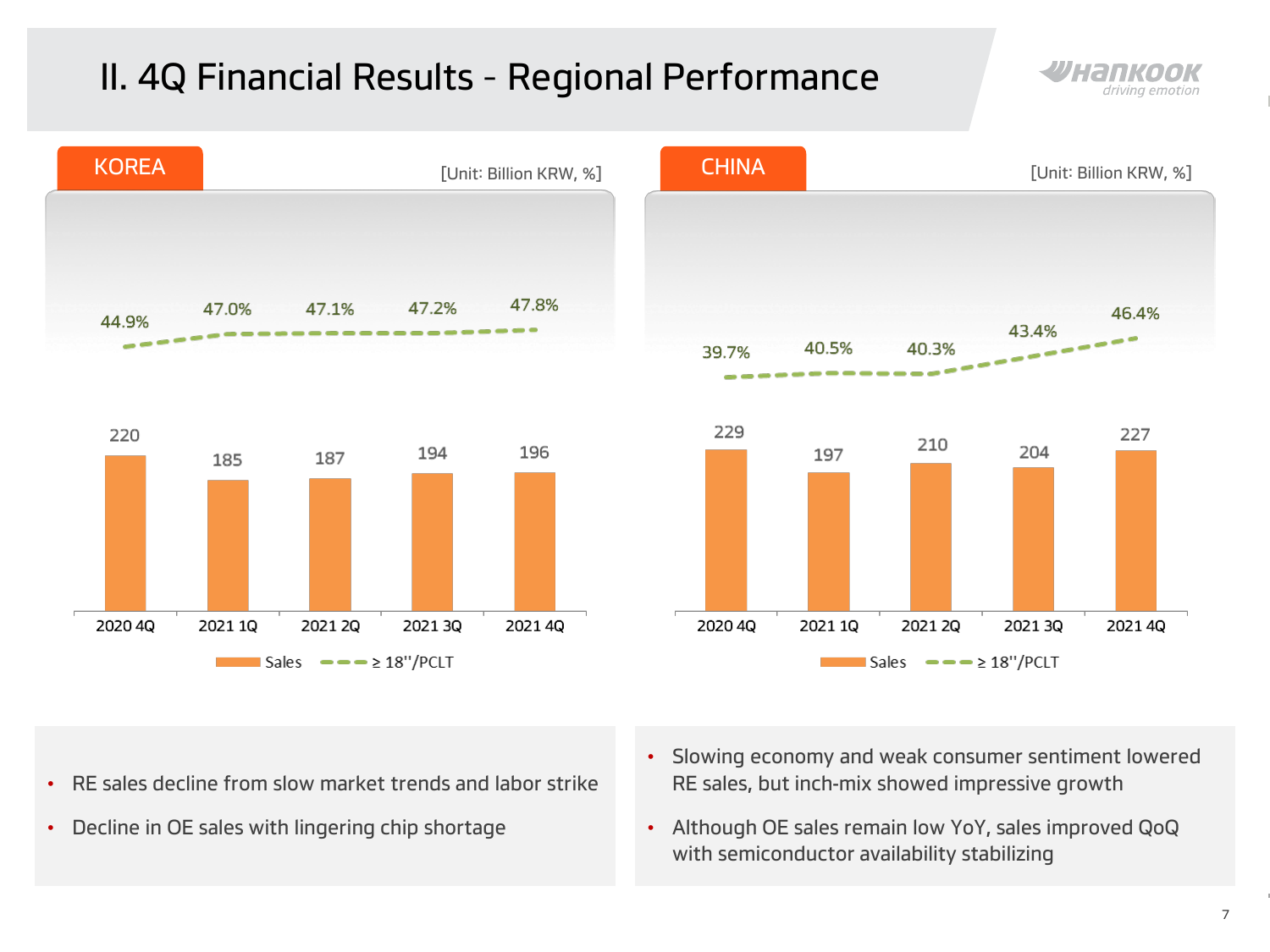# II. 4Q Financial Results - Regional Performance

## KOREA

[Unit: Billion KRW, %]

| | 2020 4Q | 2021 1Q | 2021 2Q | 2021 3Q | 2021 4Q |
|---|---|---|---|---|---|
| Sales | 220 | 185 | 187 | 194 | 196 |
| ≥ 18''/PCLT | 44.9% | 47.0% | 47.1% | 47.2% | 47.8% |

- RE sales decline from slow market trends and labor strike
- Decline in OE sales with lingering chip shortage

## CHINA

[Unit: Billion KRW, %]

| | 2020 4Q | 2021 1Q | 2021 2Q | 2021 3Q | 2021 4Q |
|---|---|---|---|---|---|
| Sales | 229 | 197 | 210 | 204 | 227 |
| ≥ 18''/PCLT | 39.7% | 40.5% | 40.3% | 43.4% | 46.4% |

- Slowing economy and weak consumer sentiment lowered RE sales, but inch-mix showed impressive growth
- Although OE sales remain low YoY, sales improved QoQ with semiconductor availability stabilizing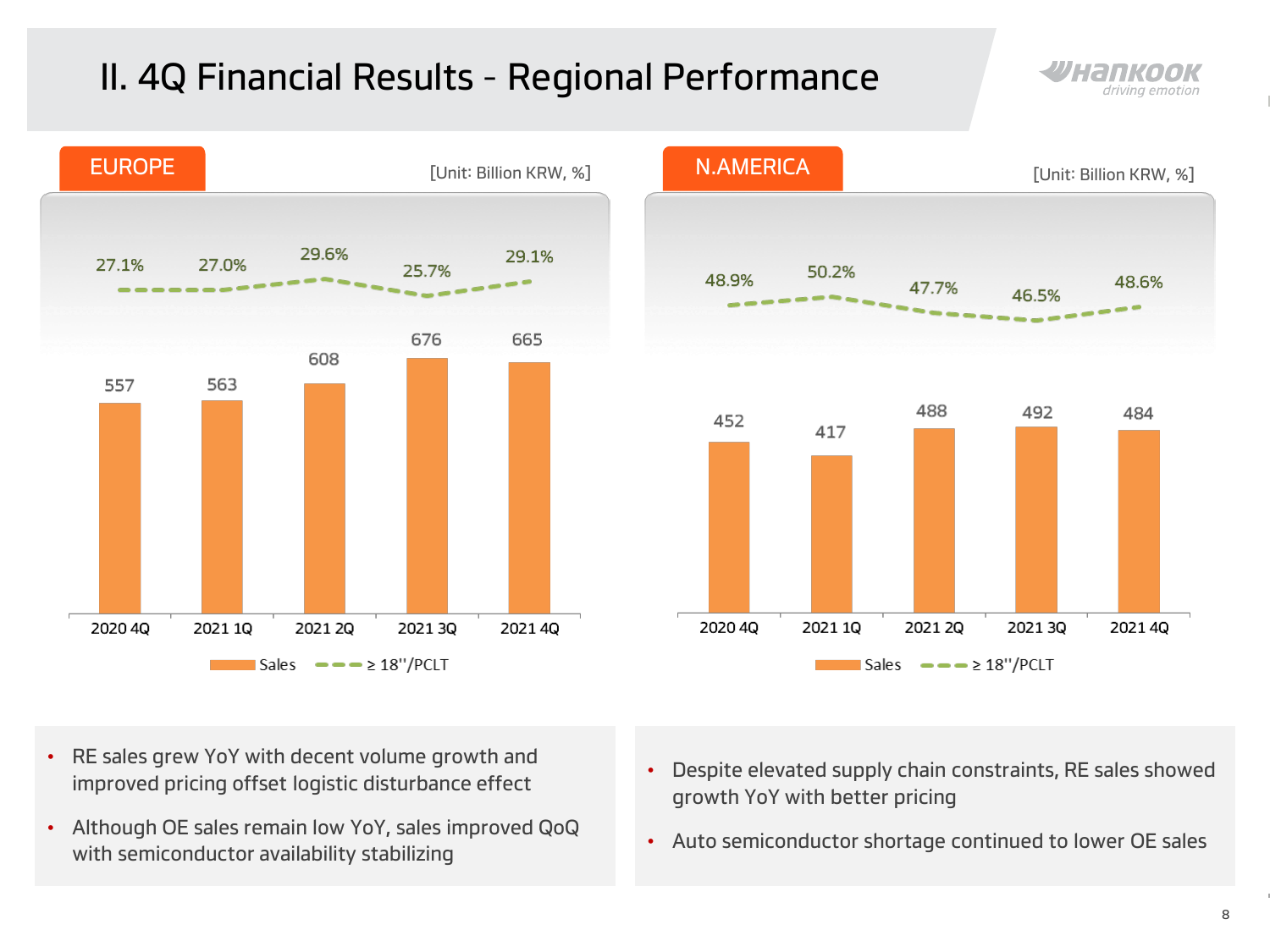# II. 4Q Financial Results - Regional Performance

## EUROPE

[Unit: Billion KRW, %]

| | 2020 4Q | 2021 1Q | 2021 2Q | 2021 3Q | 2021 4Q |
|---|---|---|---|---|---|
| Sales | 557 | 563 | 608 | 676 | 665 |
| ≥ 18''/PCLT | 27.1% | 27.0% | 29.6% | 25.7% | 29.1% |

- RE sales grew YoY with decent volume growth and improved pricing offset logistic disturbance effect
- Although OE sales remain low YoY, sales improved QoQ with semiconductor availability stabilizing

## N.AMERICA

[Unit: Billion KRW, %]

| | 2020 4Q | 2021 1Q | 2021 2Q | 2021 3Q | 2021 4Q |
|---|---|---|---|---|---|
| Sales | 452 | 417 | 488 | 492 | 484 |
| ≥ 18''/PCLT | 48.9% | 50.2% | 47.7% | 46.5% | 48.6% |

- Despite elevated supply chain constraints, RE sales showed growth YoY with better pricing
- Auto semiconductor shortage continued to lower OE sales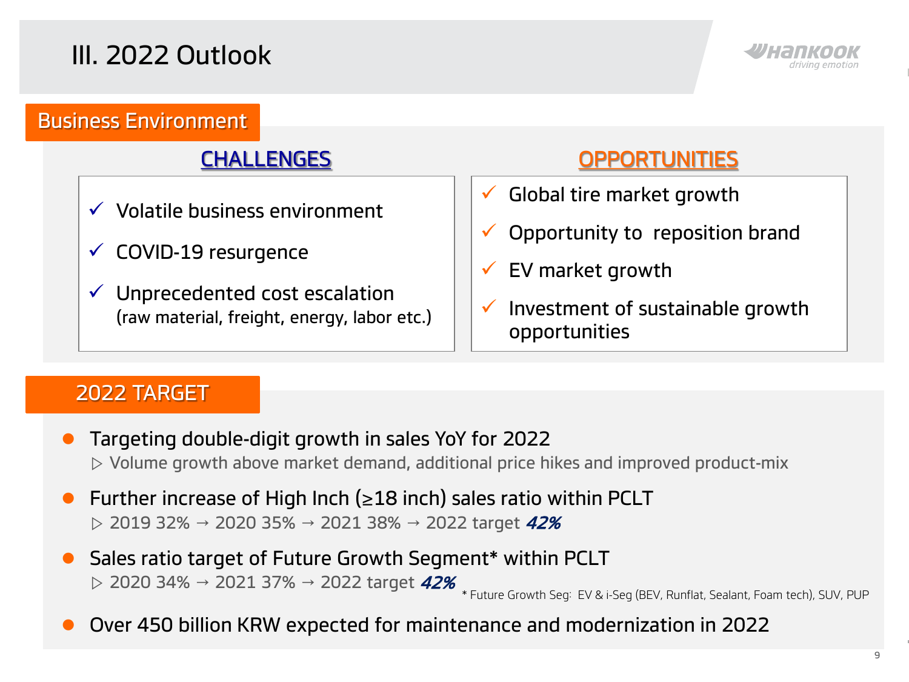# III. 2022 Outlook

## Business Environment

### CHALLENGES

- ✓ Volatile business environment
- ✓ COVID-19 resurgence
- ✓ Unprecedented cost escalation
  (raw material, freight, energy, labor etc.)

### OPPORTUNITIES

- ✓ Global tire market growth
- ✓ Opportunity to reposition brand
- ✓ EV market growth
- ✓ Investment of sustainable growth opportunities

## 2022 TARGET

- Targeting double-digit growth in sales YoY for 2022
  ▷ Volume growth above market demand, additional price hikes and improved product-mix
- Further increase of High Inch (≥18 inch) sales ratio within PCLT
  ▷ 2019 32% → 2020 35% → 2021 38% → 2022 target ***42%***
- Sales ratio target of Future Growth Segment* within PCLT
  ▷ 2020 34% → 2021 37% → 2022 target ***42%***
  \* Future Growth Seg: EV & i-Seg (BEV, Runflat, Sealant, Foam tech), SUV, PUP
- Over 450 billion KRW expected for maintenance and modernization in 2022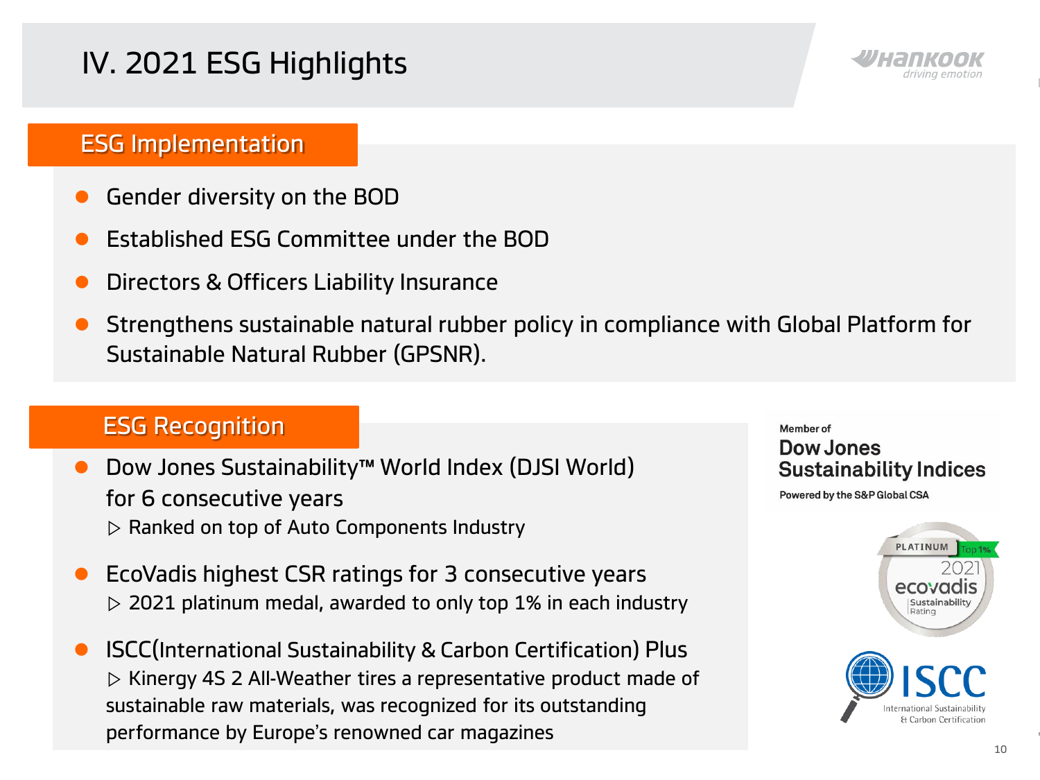# IV. 2021 ESG Highlights

## ESG Implementation

- Gender diversity on the BOD
- Established ESG Committee under the BOD
- Directors & Officers Liability Insurance
- Strengthens sustainable natural rubber policy in compliance with Global Platform for Sustainable Natural Rubber (GPSNR).

## ESG Recognition

- Dow Jones Sustainability™ World Index (DJSI World) for 6 consecutive years
  ▷ Ranked on top of Auto Components Industry
- EcoVadis highest CSR ratings for 3 consecutive years
  ▷ 2021 platinum medal, awarded to only top 1% in each industry
- ISCC(International Sustainability & Carbon Certification) Plus
  ▷ Kinergy 4S 2 All-Weather tires a representative product made of sustainable raw materials, was recognized for its outstanding performance by Europe's renowned car magazines

Member of **Dow Jones Sustainability Indices**
Powered by the S&P Global CSA

PLATINUM Top 1% 2021 ecovadis Sustainability Rating

ISCC International Sustainability & Carbon Certification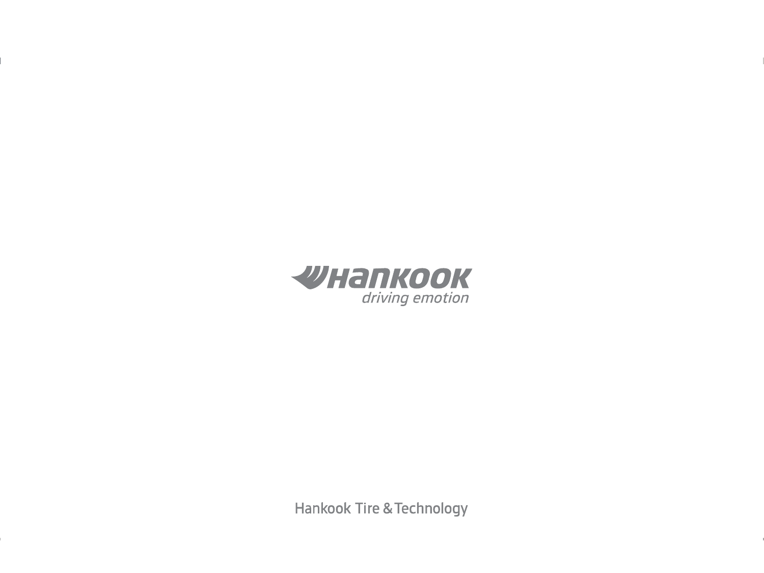HANKOOK

*driving emotion*

Hankook Tire & Technology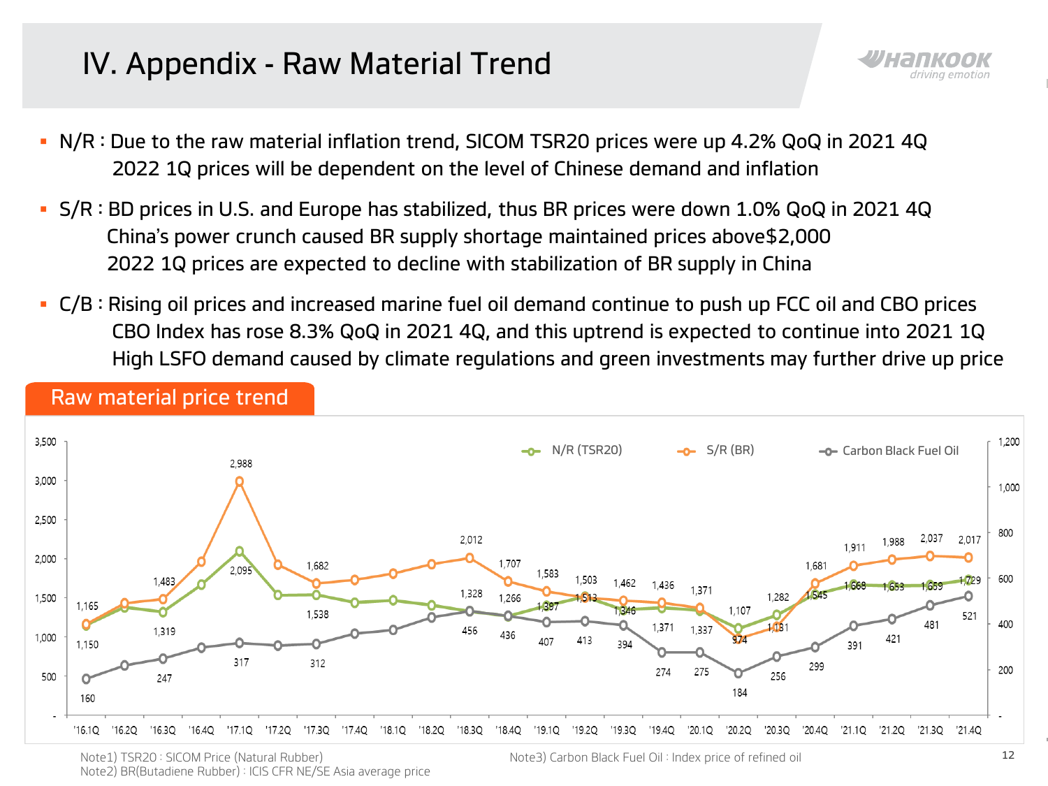# IV. Appendix - Raw Material Trend

- N/R : Due to the raw material inflation trend, SICOM TSR20 prices were up 4.2% QoQ in 2021 4Q
  2022 1Q prices will be dependent on the level of Chinese demand and inflation
- S/R : BD prices in U.S. and Europe has stabilized, thus BR prices were down 1.0% QoQ in 2021 4Q
  China's power crunch caused BR supply shortage maintained prices above$2,000
  2022 1Q prices are expected to decline with stabilization of BR supply in China
- C/B : Rising oil prices and increased marine fuel oil demand continue to push up FCC oil and CBO prices
  CBO Index has rose 8.3% QoQ in 2021 4Q, and this uptrend is expected to continue into 2021 1Q
  High LSFO demand caused by climate regulations and green investments may further drive up price

## Raw material price trend

| Quarter | N/R (TSR20) | S/R (BR) | Carbon Black Fuel Oil |
|---|---|---|---|
| '16.1Q | 1,150 | 1,165 | 160 |
| '16.2Q | | | |
| '16.3Q | 1,319 | 1,483 | 247 |
| '16.4Q | | | |
| '17.1Q | 2,095 | 2,988 | 317 |
| '17.2Q | | | |
| '17.3Q | 1,538 | 1,682 | 312 |
| '17.4Q | | | |
| '18.1Q | | | |
| '18.2Q | | | |
| '18.3Q | 1,328 | 2,012 | 456 |
| '18.4Q | 1,266 | 1,707 | 436 |
| '19.1Q | 1,397 | 1,583 | 407 |
| '19.2Q | 1,513 | 1,503 | 413 |
| '19.3Q | 1,346 | 1,462 | 394 |
| '19.4Q | 1,371 | 1,436 | 274 |
| '20.1Q | 1,337 | 1,371 | 275 |
| '20.2Q | 1,107 | 974 | 184 |
| '20.3Q | 1,282 | 1,131 | 256 |
| '20.4Q | 1,545 | 1,681 | 299 |
| '21.1Q | 1,668 | 1,911 | 391 |
| '21.2Q | 1,653 | 1,988 | 421 |
| '21.3Q | 1,659 | 2,037 | 481 |
| '21.4Q | 1,729 | 2,017 | 521 |

Note1) TSR20 : SICOM Price (Natural Rubber)
Note2) BR(Butadiene Rubber) : ICIS CFR NE/SE Asia average price
Note3) Carbon Black Fuel Oil : Index price of refined oil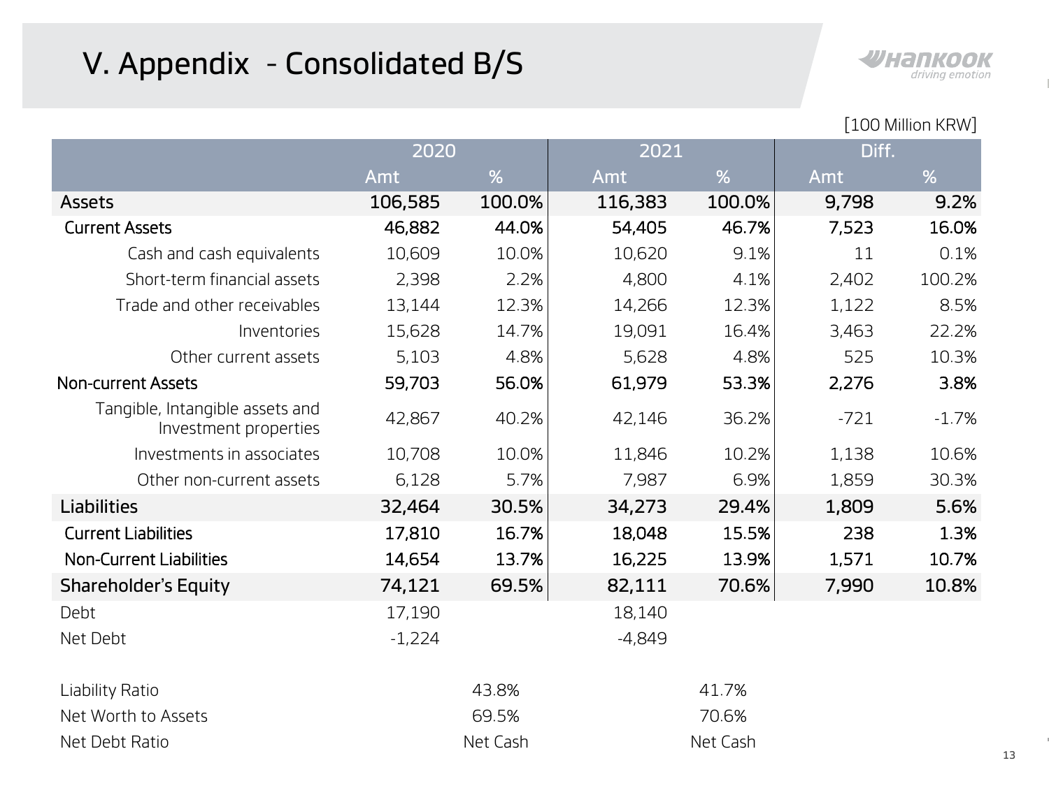# V. Appendix - Consolidated B/S

[100 Million KRW]

| | 2020 | | 2021 | | Diff. | |
|---|---|---|---|---|---|---|
| | Amt | % | Amt | % | Amt | % |
| **Assets** | **106,585** | **100.0%** | **116,383** | **100.0%** | **9,798** | **9.2%** |
| **Current Assets** | **46,882** | **44.0%** | **54,405** | **46.7%** | **7,523** | **16.0%** |
| Cash and cash equivalents | 10,609 | 10.0% | 10,620 | 9.1% | 11 | 0.1% |
| Short-term financial assets | 2,398 | 2.2% | 4,800 | 4.1% | 2,402 | 100.2% |
| Trade and other receivables | 13,144 | 12.3% | 14,266 | 12.3% | 1,122 | 8.5% |
| Inventories | 15,628 | 14.7% | 19,091 | 16.4% | 3,463 | 22.2% |
| Other current assets | 5,103 | 4.8% | 5,628 | 4.8% | 525 | 10.3% |
| **Non-current Assets** | **59,703** | **56.0%** | **61,979** | **53.3%** | **2,276** | **3.8%** |
| Tangible, Intangible assets and Investment properties | 42,867 | 40.2% | 42,146 | 36.2% | -721 | -1.7% |
| Investments in associates | 10,708 | 10.0% | 11,846 | 10.2% | 1,138 | 10.6% |
| Other non-current assets | 6,128 | 5.7% | 7,987 | 6.9% | 1,859 | 30.3% |
| **Liabilities** | **32,464** | **30.5%** | **34,273** | **29.4%** | **1,809** | **5.6%** |
| **Current Liabilities** | **17,810** | **16.7%** | **18,048** | **15.5%** | **238** | **1.3%** |
| **Non-Current Liabilities** | **14,654** | **13.7%** | **16,225** | **13.9%** | **1,571** | **10.7%** |
| **Shareholder's Equity** | **74,121** | **69.5%** | **82,111** | **70.6%** | **7,990** | **10.8%** |
| Debt | 17,190 | | 18,140 | | | |
| Net Debt | -1,224 | | -4,849 | | | |
| | | | | | | |
| Liability Ratio | | 43.8% | | 41.7% | | |
| Net Worth to Assets | | 69.5% | | 70.6% | | |
| Net Debt Ratio | | Net Cash | | Net Cash | | |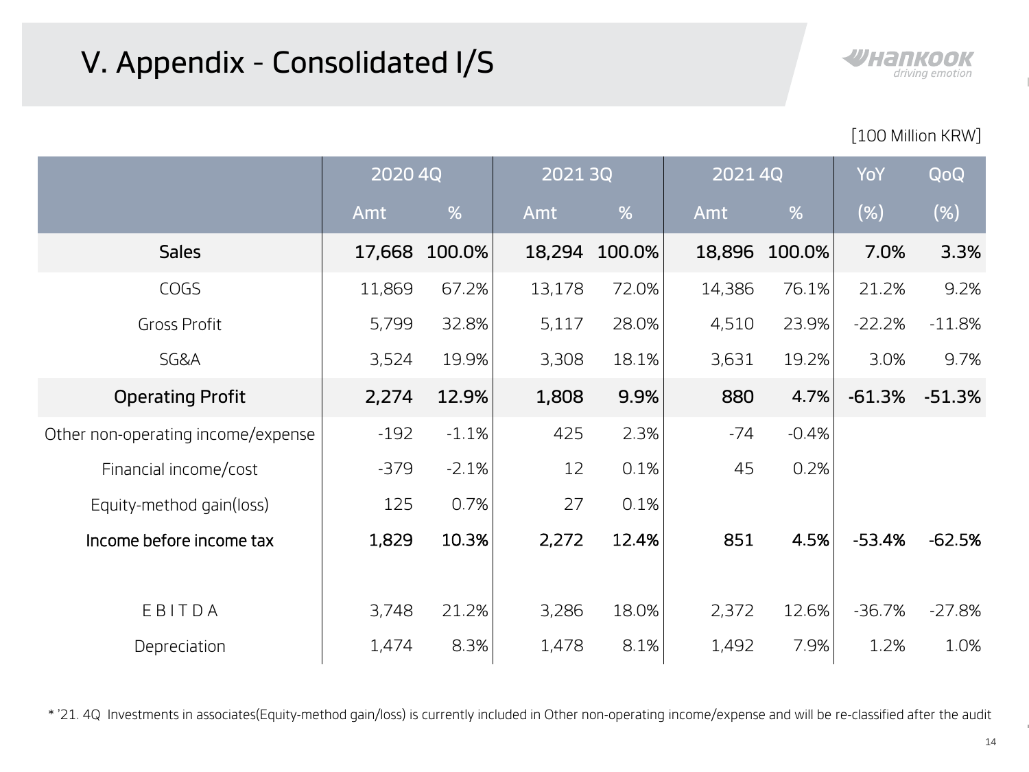# V. Appendix - Consolidated I/S

[100 Million KRW]

| | 2020 4Q | | 2021 3Q | | 2021 4Q | | YoY | QoQ |
|---|---|---|---|---|---|---|---|---|
| | Amt | % | Amt | % | Amt | % | (%) | (%) |
| **Sales** | **17,668** | **100.0%** | **18,294** | **100.0%** | **18,896** | **100.0%** | **7.0%** | **3.3%** |
| COGS | 11,869 | 67.2% | 13,178 | 72.0% | 14,386 | 76.1% | 21.2% | 9.2% |
| Gross Profit | 5,799 | 32.8% | 5,117 | 28.0% | 4,510 | 23.9% | -22.2% | -11.8% |
| SG&A | 3,524 | 19.9% | 3,308 | 18.1% | 3,631 | 19.2% | 3.0% | 9.7% |
| **Operating Profit** | **2,274** | **12.9%** | **1,808** | **9.9%** | **880** | **4.7%** | **-61.3%** | **-51.3%** |
| Other non-operating income/expense | -192 | -1.1% | 425 | 2.3% | -74 | -0.4% | | |
| Financial income/cost | -379 | -2.1% | 12 | 0.1% | 45 | 0.2% | | |
| Equity-method gain(loss) | 125 | 0.7% | 27 | 0.1% | | | | |
| Income before income tax | 1,829 | 10.3% | 2,272 | 12.4% | 851 | 4.5% | -53.4% | -62.5% |
| EBITDA | 3,748 | 21.2% | 3,286 | 18.0% | 2,372 | 12.6% | -36.7% | -27.8% |
| Depreciation | 1,474 | 8.3% | 1,478 | 8.1% | 1,492 | 7.9% | 1.2% | 1.0% |

* '21. 4Q Investments in associates(Equity-method gain/loss) is currently included in Other non-operating income/expense and will be re-classified after the audit